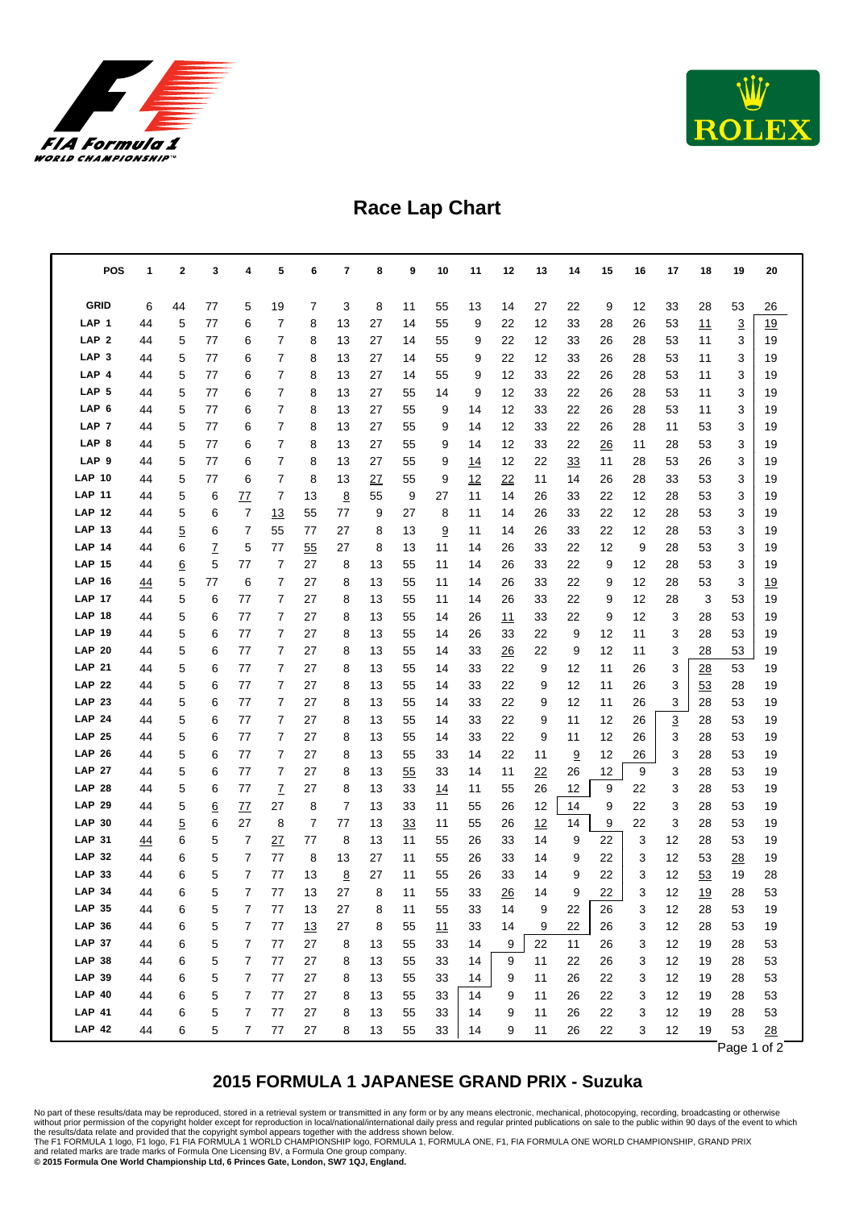# Race Lap Chart

| POS | 1 | 2 | 3 | 4 | 5 | 6 | 7 | 8 | 9 | 10 | 11 | 12 | 13 | 14 | 15 | 16 | 17 | 18 | 19 | 20 |
|---|---|---|---|---|---|---|---|---|---|---|---|---|---|---|---|---|---|---|---|---|
| GRID | 6 | 44 | 77 | 5 | 19 | 7 | 3 | 8 | 11 | 55 | 13 | 14 | 27 | 22 | 9 | 12 | 33 | 28 | 53 | 26 |
| LAP 1 | 44 | 5 | 77 | 6 | 7 | 8 | 13 | 27 | 14 | 55 | 9 | 22 | 12 | 33 | 28 | 26 | 53 | 11 | 3 | 19 |
| LAP 2 | 44 | 5 | 77 | 6 | 7 | 8 | 13 | 27 | 14 | 55 | 9 | 22 | 12 | 33 | 26 | 28 | 53 | 11 | 3 | 19 |
| LAP 3 | 44 | 5 | 77 | 6 | 7 | 8 | 13 | 27 | 14 | 55 | 9 | 22 | 12 | 33 | 26 | 28 | 53 | 11 | 3 | 19 |
| LAP 4 | 44 | 5 | 77 | 6 | 7 | 8 | 13 | 27 | 14 | 55 | 9 | 12 | 33 | 22 | 26 | 28 | 53 | 11 | 3 | 19 |
| LAP 5 | 44 | 5 | 77 | 6 | 7 | 8 | 13 | 27 | 55 | 14 | 9 | 12 | 33 | 22 | 26 | 28 | 53 | 11 | 3 | 19 |
| LAP 6 | 44 | 5 | 77 | 6 | 7 | 8 | 13 | 27 | 55 | 9 | 14 | 12 | 33 | 22 | 26 | 28 | 53 | 11 | 3 | 19 |
| LAP 7 | 44 | 5 | 77 | 6 | 7 | 8 | 13 | 27 | 55 | 9 | 14 | 12 | 33 | 22 | 26 | 28 | 11 | 53 | 3 | 19 |
| LAP 8 | 44 | 5 | 77 | 6 | 7 | 8 | 13 | 27 | 55 | 9 | 14 | 12 | 33 | 22 | 26 | 11 | 28 | 53 | 3 | 19 |
| LAP 9 | 44 | 5 | 77 | 6 | 7 | 8 | 13 | 27 | 55 | 9 | 14 | 12 | 22 | 33 | 11 | 28 | 53 | 26 | 3 | 19 |
| LAP 10 | 44 | 5 | 77 | 6 | 7 | 8 | 13 | 27 | 55 | 9 | 12 | 22 | 11 | 14 | 26 | 28 | 33 | 53 | 3 | 19 |
| LAP 11 | 44 | 5 | 6 | 77 | 7 | 13 | 8 | 55 | 9 | 27 | 11 | 14 | 26 | 33 | 22 | 12 | 28 | 53 | 3 | 19 |
| LAP 12 | 44 | 5 | 6 | 7 | 13 | 55 | 77 | 9 | 27 | 8 | 11 | 14 | 26 | 33 | 22 | 12 | 28 | 53 | 3 | 19 |
| LAP 13 | 44 | 5 | 6 | 7 | 55 | 77 | 27 | 8 | 13 | 9 | 11 | 14 | 26 | 33 | 22 | 12 | 28 | 53 | 3 | 19 |
| LAP 14 | 44 | 6 | 7 | 5 | 77 | 55 | 27 | 8 | 13 | 11 | 14 | 26 | 33 | 22 | 12 | 9 | 28 | 53 | 3 | 19 |
| LAP 15 | 44 | 6 | 5 | 77 | 7 | 27 | 8 | 13 | 55 | 11 | 14 | 26 | 33 | 22 | 9 | 12 | 28 | 53 | 3 | 19 |
| LAP 16 | 44 | 5 | 77 | 6 | 7 | 27 | 8 | 13 | 55 | 11 | 14 | 26 | 33 | 22 | 9 | 12 | 28 | 53 | 3 | 19 |
| LAP 17 | 44 | 5 | 6 | 77 | 7 | 27 | 8 | 13 | 55 | 11 | 14 | 26 | 33 | 22 | 9 | 12 | 28 | 3 | 53 | 19 |
| LAP 18 | 44 | 5 | 6 | 77 | 7 | 27 | 8 | 13 | 55 | 14 | 26 | 11 | 33 | 22 | 9 | 12 | 3 | 28 | 53 | 19 |
| LAP 19 | 44 | 5 | 6 | 77 | 7 | 27 | 8 | 13 | 55 | 14 | 26 | 33 | 22 | 9 | 12 | 11 | 3 | 28 | 53 | 19 |
| LAP 20 | 44 | 5 | 6 | 77 | 7 | 27 | 8 | 13 | 55 | 14 | 33 | 26 | 22 | 9 | 12 | 11 | 3 | 28 | 53 | 19 |
| LAP 21 | 44 | 5 | 6 | 77 | 7 | 27 | 8 | 13 | 55 | 14 | 33 | 22 | 9 | 12 | 11 | 26 | 3 | 28 | 53 | 19 |
| LAP 22 | 44 | 5 | 6 | 77 | 7 | 27 | 8 | 13 | 55 | 14 | 33 | 22 | 9 | 12 | 11 | 26 | 3 | 53 | 28 | 19 |
| LAP 23 | 44 | 5 | 6 | 77 | 7 | 27 | 8 | 13 | 55 | 14 | 33 | 22 | 9 | 12 | 11 | 26 | 3 | 28 | 53 | 19 |
| LAP 24 | 44 | 5 | 6 | 77 | 7 | 27 | 8 | 13 | 55 | 14 | 33 | 22 | 9 | 11 | 12 | 26 | 3 | 28 | 53 | 19 |
| LAP 25 | 44 | 5 | 6 | 77 | 7 | 27 | 8 | 13 | 55 | 14 | 33 | 22 | 9 | 11 | 12 | 26 | 3 | 28 | 53 | 19 |
| LAP 26 | 44 | 5 | 6 | 77 | 7 | 27 | 8 | 13 | 55 | 33 | 14 | 22 | 11 | 9 | 12 | 26 | 3 | 28 | 53 | 19 |
| LAP 27 | 44 | 5 | 6 | 77 | 7 | 27 | 8 | 13 | 55 | 33 | 14 | 11 | 22 | 26 | 12 | 9 | 3 | 28 | 53 | 19 |
| LAP 28 | 44 | 5 | 6 | 77 | 7 | 27 | 8 | 13 | 33 | 14 | 11 | 55 | 26 | 12 | 9 | 22 | 3 | 28 | 53 | 19 |
| LAP 29 | 44 | 5 | 6 | 77 | 27 | 8 | 7 | 13 | 33 | 11 | 55 | 26 | 12 | 14 | 9 | 22 | 3 | 28 | 53 | 19 |
| LAP 30 | 44 | 5 | 6 | 27 | 8 | 7 | 77 | 13 | 33 | 11 | 55 | 26 | 12 | 14 | 9 | 22 | 3 | 28 | 53 | 19 |
| LAP 31 | 44 | 6 | 5 | 7 | 27 | 77 | 8 | 13 | 11 | 55 | 26 | 33 | 14 | 9 | 22 | 3 | 12 | 28 | 53 | 19 |
| LAP 32 | 44 | 6 | 5 | 7 | 77 | 8 | 13 | 27 | 11 | 55 | 26 | 33 | 14 | 9 | 22 | 3 | 12 | 53 | 28 | 19 |
| LAP 33 | 44 | 6 | 5 | 7 | 77 | 13 | 8 | 27 | 11 | 55 | 26 | 33 | 14 | 9 | 22 | 3 | 12 | 53 | 19 | 28 |
| LAP 34 | 44 | 6 | 5 | 7 | 77 | 13 | 27 | 8 | 11 | 55 | 33 | 26 | 14 | 9 | 22 | 3 | 12 | 19 | 28 | 53 |
| LAP 35 | 44 | 6 | 5 | 7 | 77 | 13 | 27 | 8 | 11 | 55 | 33 | 14 | 9 | 22 | 26 | 3 | 12 | 28 | 53 | 19 |
| LAP 36 | 44 | 6 | 5 | 7 | 77 | 13 | 27 | 8 | 55 | 11 | 33 | 14 | 9 | 22 | 26 | 3 | 12 | 28 | 53 | 19 |
| LAP 37 | 44 | 6 | 5 | 7 | 77 | 27 | 8 | 13 | 55 | 33 | 14 | 9 | 22 | 11 | 26 | 3 | 12 | 19 | 28 | 53 |
| LAP 38 | 44 | 6 | 5 | 7 | 77 | 27 | 8 | 13 | 55 | 33 | 14 | 9 | 11 | 22 | 26 | 3 | 12 | 19 | 28 | 53 |
| LAP 39 | 44 | 6 | 5 | 7 | 77 | 27 | 8 | 13 | 55 | 33 | 14 | 9 | 11 | 26 | 22 | 3 | 12 | 19 | 28 | 53 |
| LAP 40 | 44 | 6 | 5 | 7 | 77 | 27 | 8 | 13 | 55 | 33 | 14 | 9 | 11 | 26 | 22 | 3 | 12 | 19 | 28 | 53 |
| LAP 41 | 44 | 6 | 5 | 7 | 77 | 27 | 8 | 13 | 55 | 33 | 14 | 9 | 11 | 26 | 22 | 3 | 12 | 19 | 28 | 53 |
| LAP 42 | 44 | 6 | 5 | 7 | 77 | 27 | 8 | 13 | 55 | 33 | 14 | 9 | 11 | 26 | 22 | 3 | 12 | 19 | 53 | 28 |

## 2015 FORMULA 1 JAPANESE GRAND PRIX - Suzuka

No part of these results/data may be reproduced, stored in a retrieval system or transmitted in any form or by any means electronic, mechanical, photocopying, recording, broadcasting or otherwise without prior permission of the copyright holder except for reproduction in local/national/international daily press and regular printed publications on sale to the public within 90 days of the event to which the results/data relate and provided that the copyright symbol appears together with the address shown below.
The F1 FORMULA 1 logo, F1 logo, F1 FIA FORMULA 1 WORLD CHAMPIONSHIP logo, FORMULA 1, FORMULA ONE, F1, FIA FORMULA ONE WORLD CHAMPIONSHIP, GRAND PRIX and related marks are trade marks of Formula One Licensing BV, a Formula One group company.
**© 2015 Formula One World Championship Ltd, 6 Princes Gate, London, SW7 1QJ, England.**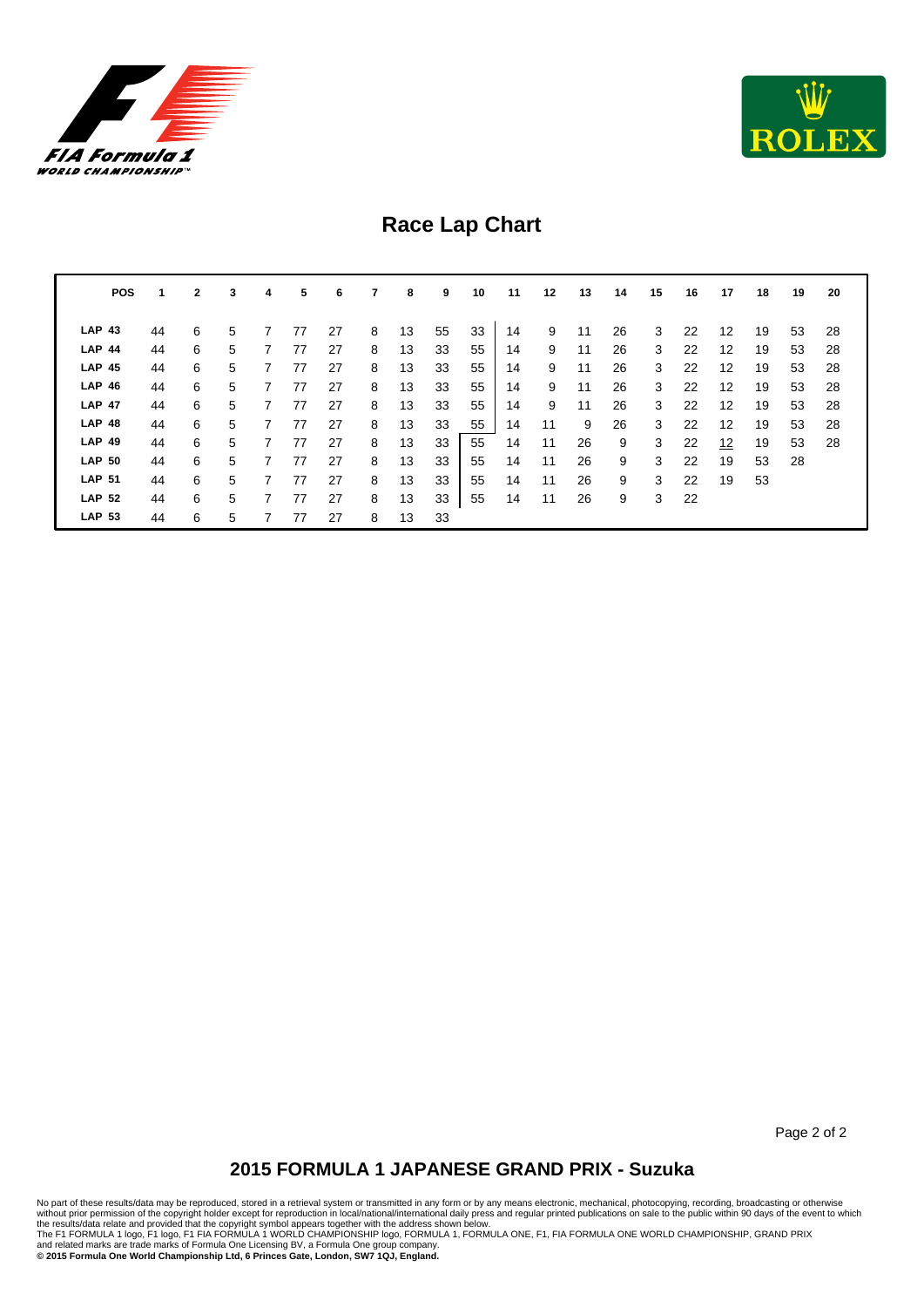# Race Lap Chart

| POS | 1 | 2 | 3 | 4 | 5 | 6 | 7 | 8 | 9 | 10 | 11 | 12 | 13 | 14 | 15 | 16 | 17 | 18 | 19 | 20 |
|---|---|---|---|---|---|---|---|---|---|---|---|---|---|---|---|---|---|---|---|---|
| LAP 43 | 44 | 6 | 5 | 7 | 77 | 27 | 8 | 13 | 55 | 33 | 14 | 9 | 11 | 26 | 3 | 22 | 12 | 19 | 53 | 28 |
| LAP 44 | 44 | 6 | 5 | 7 | 77 | 27 | 8 | 13 | 33 | 55 | 14 | 9 | 11 | 26 | 3 | 22 | 12 | 19 | 53 | 28 |
| LAP 45 | 44 | 6 | 5 | 7 | 77 | 27 | 8 | 13 | 33 | 55 | 14 | 9 | 11 | 26 | 3 | 22 | 12 | 19 | 53 | 28 |
| LAP 46 | 44 | 6 | 5 | 7 | 77 | 27 | 8 | 13 | 33 | 55 | 14 | 9 | 11 | 26 | 3 | 22 | 12 | 19 | 53 | 28 |
| LAP 47 | 44 | 6 | 5 | 7 | 77 | 27 | 8 | 13 | 33 | 55 | 14 | 9 | 11 | 26 | 3 | 22 | 12 | 19 | 53 | 28 |
| LAP 48 | 44 | 6 | 5 | 7 | 77 | 27 | 8 | 13 | 33 | 55 | 14 | 11 | 9 | 26 | 3 | 22 | 12 | 19 | 53 | 28 |
| LAP 49 | 44 | 6 | 5 | 7 | 77 | 27 | 8 | 13 | 33 | 55 | 14 | 11 | 26 | 9 | 3 | 22 | 12 | 19 | 53 | 28 |
| LAP 50 | 44 | 6 | 5 | 7 | 77 | 27 | 8 | 13 | 33 | 55 | 14 | 11 | 26 | 9 | 3 | 22 | 19 | 53 | 28 | |
| LAP 51 | 44 | 6 | 5 | 7 | 77 | 27 | 8 | 13 | 33 | 55 | 14 | 11 | 26 | 9 | 3 | 22 | 19 | 53 | | |
| LAP 52 | 44 | 6 | 5 | 7 | 77 | 27 | 8 | 13 | 33 | 55 | 14 | 11 | 26 | 9 | 3 | 22 | | | | |
| LAP 53 | 44 | 6 | 5 | 7 | 77 | 27 | 8 | 13 | 33 | | | | | | | | | | | |

## 2015 FORMULA 1 JAPANESE GRAND PRIX - Suzuka

No part of these results/data may be reproduced, stored in a retrieval system or transmitted in any form or by any means electronic, mechanical, photocopying, recording, broadcasting or otherwise without prior permission of the copyright holder except for reproduction in local/national/international daily press and regular printed publications on sale to the public within 90 days of the event to which the results/data relate and provided that the copyright symbol appears together with the address shown below.
The F1 FORMULA 1 logo, F1 logo, F1 FIA FORMULA 1 WORLD CHAMPIONSHIP logo, FORMULA 1, FORMULA ONE, F1, FIA FORMULA ONE WORLD CHAMPIONSHIP, GRAND PRIX and related marks are trade marks of Formula One Licensing BV, a Formula One group company.
**© 2015 Formula One World Championship Ltd, 6 Princes Gate, London, SW7 1QJ, England.**